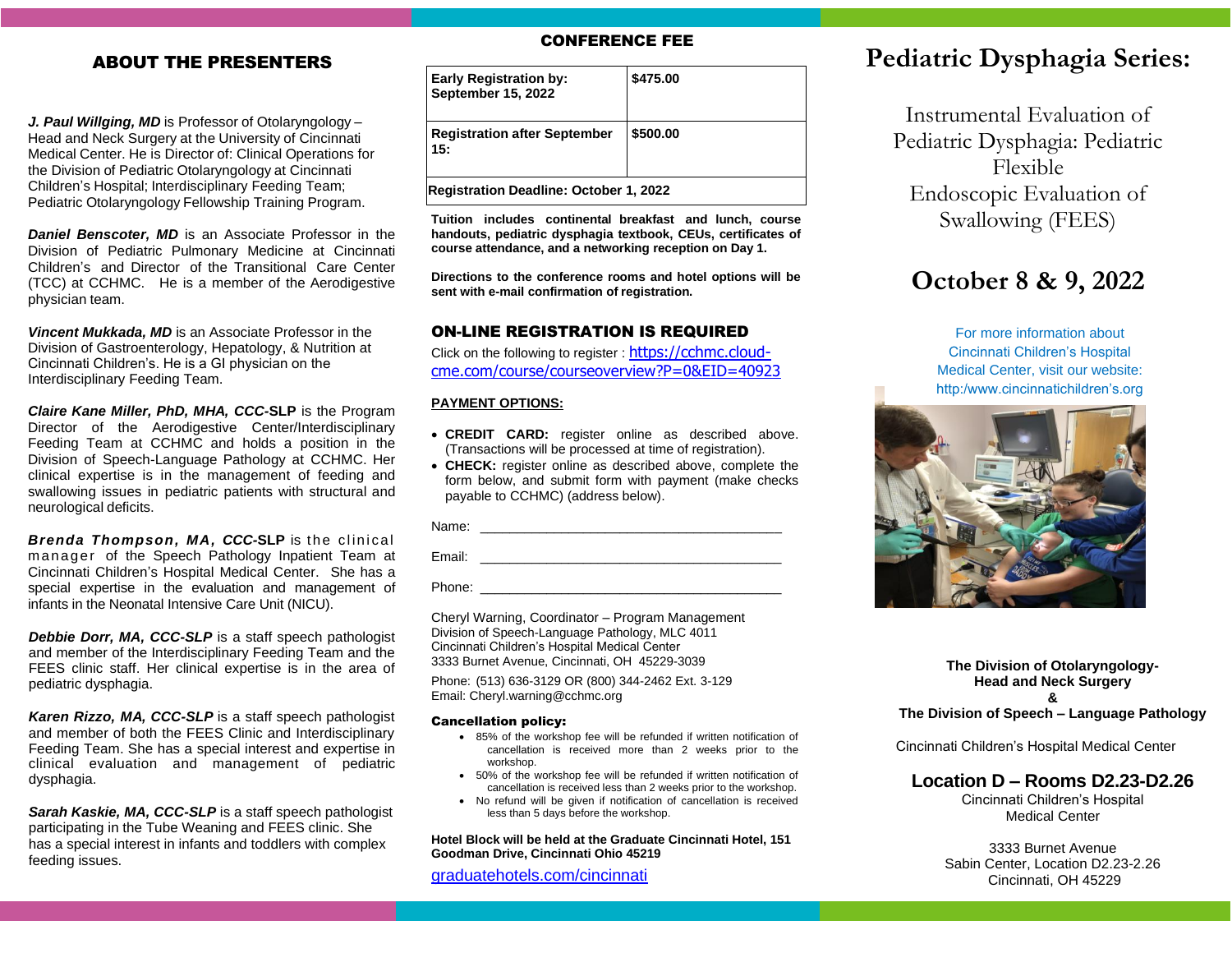## ABOUT THE PRESENTERS

***J. Paul Willging, MD*** is Professor of Otolaryngology – Head and Neck Surgery at the University of Cincinnati Medical Center. He is Director of: Clinical Operations for the Division of Pediatric Otolaryngology at Cincinnati Children's Hospital; Interdisciplinary Feeding Team; Pediatric Otolaryngology Fellowship Training Program.

***Daniel Benscoter, MD*** is an Associate Professor in the Division of Pediatric Pulmonary Medicine at Cincinnati Children's and Director of the Transitional Care Center (TCC) at CCHMC. He is a member of the Aerodigestive physician team.

***Vincent Mukkada, MD*** is an Associate Professor in the Division of Gastroenterology, Hepatology, & Nutrition at Cincinnati Children's. He is a GI physician on the Interdisciplinary Feeding Team.

***Claire Kane Miller, PhD, MHA, CCC*-SLP** is the Program Director of the Aerodigestive Center/Interdisciplinary Feeding Team at CCHMC and holds a position in the Division of Speech-Language Pathology at CCHMC. Her clinical expertise is in the management of feeding and swallowing issues in pediatric patients with structural and neurological deficits.

***Brenda Thompson, MA, CCC*-SLP** is the clinical manager of the Speech Pathology Inpatient Team at Cincinnati Children's Hospital Medical Center. She has a special expertise in the evaluation and management of infants in the Neonatal Intensive Care Unit (NICU).

***Debbie Dorr, MA, CCC-SLP*** is a staff speech pathologist and member of the Interdisciplinary Feeding Team and the FEES clinic staff. Her clinical expertise is in the area of pediatric dysphagia.

***Karen Rizzo, MA, CCC-SLP*** is a staff speech pathologist and member of both the FEES Clinic and Interdisciplinary Feeding Team. She has a special interest and expertise in clinical evaluation and management of pediatric dysphagia.

***Sarah Kaskie, MA, CCC-SLP*** is a staff speech pathologist participating in the Tube Weaning and FEES clinic. She has a special interest in infants and toddlers with complex feeding issues.

## CONFERENCE FEE

| | |
|---|---|
| **Early Registration by: September 15, 2022** | **$475.00** |
| **Registration after September 15:** | **$500.00** |
| **Registration Deadline: October 1, 2022** | |

**Tuition includes continental breakfast and lunch, course handouts, pediatric dysphagia textbook, CEUs, certificates of course attendance, and a networking reception on Day 1.**

**Directions to the conference rooms and hotel options will be sent with e-mail confirmation of registration.**

## ON-LINE REGISTRATION IS REQUIRED

Click on the following to register : https://cchmc.cloud-cme.com/course/courseoverview?P=0&EID=40923

**PAYMENT OPTIONS:**

- **CREDIT CARD:** register online as described above. (Transactions will be processed at time of registration).
- **CHECK:** register online as described above, complete the form below, and submit form with payment (make checks payable to CCHMC) (address below).

Name: ________________________________________

Email: ________________________________________

Phone: ________________________________________

Cheryl Warning, Coordinator – Program Management
Division of Speech-Language Pathology, MLC 4011
Cincinnati Children's Hospital Medical Center
3333 Burnet Avenue, Cincinnati, OH 45229-3039

Phone: (513) 636-3129 OR (800) 344-2462 Ext. 3-129
Email: Cheryl.warning@cchmc.org

**Cancellation policy:**

- 85% of the workshop fee will be refunded if written notification of cancellation is received more than 2 weeks prior to the workshop.
- 50% of the workshop fee will be refunded if written notification of cancellation is received less than 2 weeks prior to the workshop.
- No refund will be given if notification of cancellation is received less than 5 days before the workshop.

**Hotel Block will be held at the Graduate Cincinnati Hotel, 151 Goodman Drive, Cincinnati Ohio 45219**

graduatehotels.com/cincinnati

# Pediatric Dysphagia Series:

Instrumental Evaluation of Pediatric Dysphagia: Pediatric Flexible Endoscopic Evaluation of Swallowing (FEES)

# October 8 & 9, 2022

For more information about Cincinnati Children's Hospital Medical Center, visit our website: http:/www.cincinnatichildren's.org

**The Division of Otolaryngology- Head and Neck Surgery**
**&**
**The Division of Speech – Language Pathology**

Cincinnati Children's Hospital Medical Center

### Location D – Rooms D2.23-D2.26

Cincinnati Children's Hospital Medical Center

3333 Burnet Avenue
Sabin Center, Location D2.23-2.26
Cincinnati, OH 45229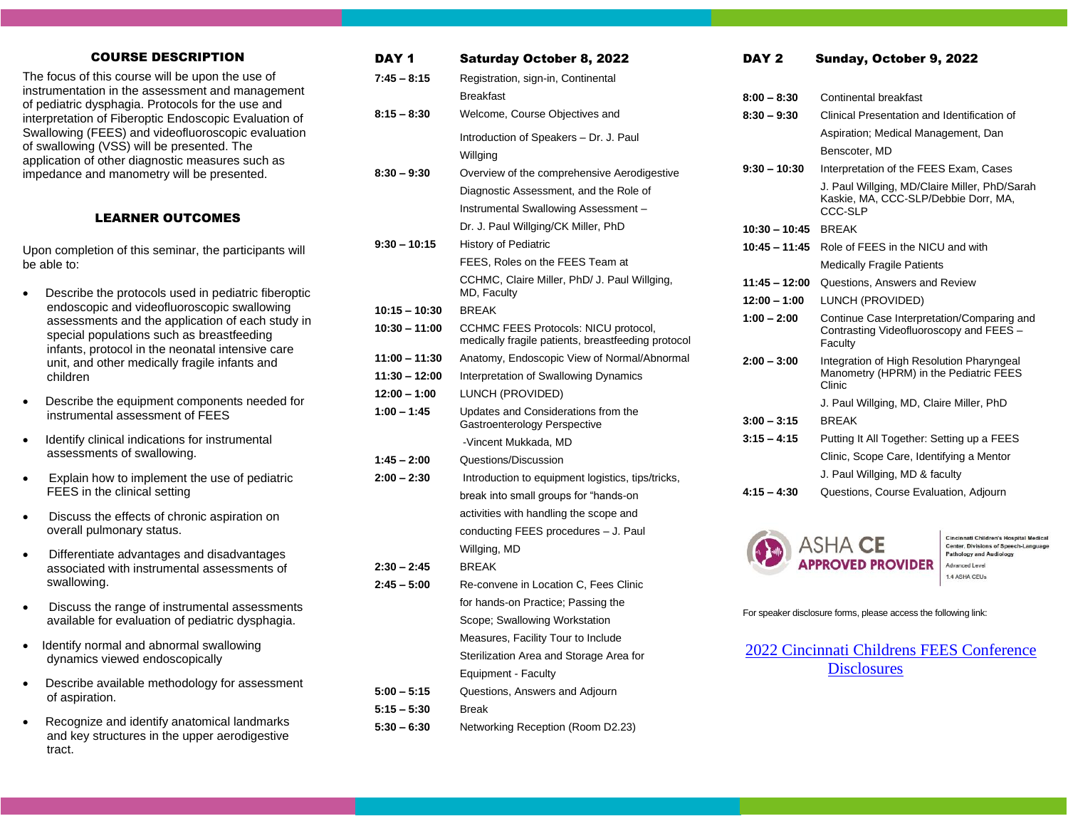## COURSE DESCRIPTION

The focus of this course will be upon the use of instrumentation in the assessment and management of pediatric dysphagia. Protocols for the use and interpretation of Fiberoptic Endoscopic Evaluation of Swallowing (FEES) and videofluoroscopic evaluation of swallowing (VSS) will be presented. The application of other diagnostic measures such as impedance and manometry will be presented.

## LEARNER OUTCOMES

Upon completion of this seminar, the participants will be able to:

- Describe the protocols used in pediatric fiberoptic endoscopic and videofluoroscopic swallowing assessments and the application of each study in special populations such as breastfeeding infants, protocol in the neonatal intensive care unit, and other medically fragile infants and children
- Describe the equipment components needed for instrumental assessment of FEES
- Identify clinical indications for instrumental assessments of swallowing.
- Explain how to implement the use of pediatric FEES in the clinical setting
- Discuss the effects of chronic aspiration on overall pulmonary status.
- Differentiate advantages and disadvantages associated with instrumental assessments of swallowing.
- Discuss the range of instrumental assessments available for evaluation of pediatric dysphagia.
- Identify normal and abnormal swallowing dynamics viewed endoscopically
- Describe available methodology for assessment of aspiration.
- Recognize and identify anatomical landmarks and key structures in the upper aerodigestive tract.

| **DAY 1** | **Saturday October 8, 2022** |
|---|---|
| **7:45 – 8:15** | Registration, sign-in, Continental Breakfast |
| **8:15 – 8:30** | Welcome, Course Objectives and Introduction of Speakers – Dr. J. Paul Willging |
| **8:30 – 9:30** | Overview of the comprehensive Aerodigestive Diagnostic Assessment, and the Role of Instrumental Swallowing Assessment – Dr. J. Paul Willging/CK Miller, PhD |
| **9:30 – 10:15** | History of Pediatric FEES, Roles on the FEES Team at CCHMC, Claire Miller, PhD/ J. Paul Willging, MD, Faculty |
| **10:15 – 10:30** | BREAK |
| **10:30 – 11:00** | CCHMC FEES Protocols: NICU protocol, medically fragile patients, breastfeeding protocol |
| **11:00 – 11:30** | Anatomy, Endoscopic View of Normal/Abnormal |
| **11:30 – 12:00** | Interpretation of Swallowing Dynamics |
| **12:00 – 1:00** | LUNCH (PROVIDED) |
| **1:00 – 1:45** | Updates and Considerations from the Gastroenterology Perspective -Vincent Mukkada, MD |
| **1:45 – 2:00** | Questions/Discussion |
| **2:00 – 2:30** | Introduction to equipment logistics, tips/tricks, break into small groups for “hands-on activities with handling the scope and conducting FEES procedures – J. Paul Willging, MD |
| **2:30 – 2:45** | BREAK |
| **2:45 – 5:00** | Re-convene in Location C, Fees Clinic for hands-on Practice; Passing the Scope; Swallowing Workstation Measures, Facility Tour to Include Sterilization Area and Storage Area for Equipment - Faculty |
| **5:00 – 5:15** | Questions, Answers and Adjourn |
| **5:15 – 5:30** | Break |
| **5:30 – 6:30** | Networking Reception (Room D2.23) |

| **DAY 2** | **Sunday, October 9, 2022** |
|---|---|
| **8:00 – 8:30** | Continental breakfast |
| **8:30 – 9:30** | Clinical Presentation and Identification of Aspiration; Medical Management, Dan Benscoter, MD |
| **9:30 – 10:30** | Interpretation of the FEES Exam, Cases J. Paul Willging, MD/Claire Miller, PhD/Sarah Kaskie, MA, CCC-SLP/Debbie Dorr, MA, CCC-SLP |
| **10:30 – 10:45** | BREAK |
| **10:45 – 11:45** | Role of FEES in the NICU and with Medically Fragile Patients |
| **11:45 – 12:00** | Questions, Answers and Review |
| **12:00 – 1:00** | LUNCH (PROVIDED) |
| **1:00 – 2:00** | Continue Case Interpretation/Comparing and Contrasting Videofluoroscopy and FEES – Faculty |
| **2:00 – 3:00** | Integration of High Resolution Pharyngeal Manometry (HPRM) in the Pediatric FEES Clinic J. Paul Willging, MD, Claire Miller, PhD |
| **3:00 – 3:15** | BREAK |
| **3:15 – 4:15** | Putting It All Together: Setting up a FEES Clinic, Scope Care, Identifying a Mentor J. Paul Willging, MD & faculty |
| **4:15 – 4:30** | Questions, Course Evaluation, Adjourn |

ASHA CE APPROVED PROVIDER

Cincinnati Children's Hospital Medical Center, Divisions of Speech-Language Pathology and Audiology

Advanced Level

1.4 ASHA CEUs

For speaker disclosure forms, please access the following link:

2022 Cincinnati Childrens FEES Conference Disclosures